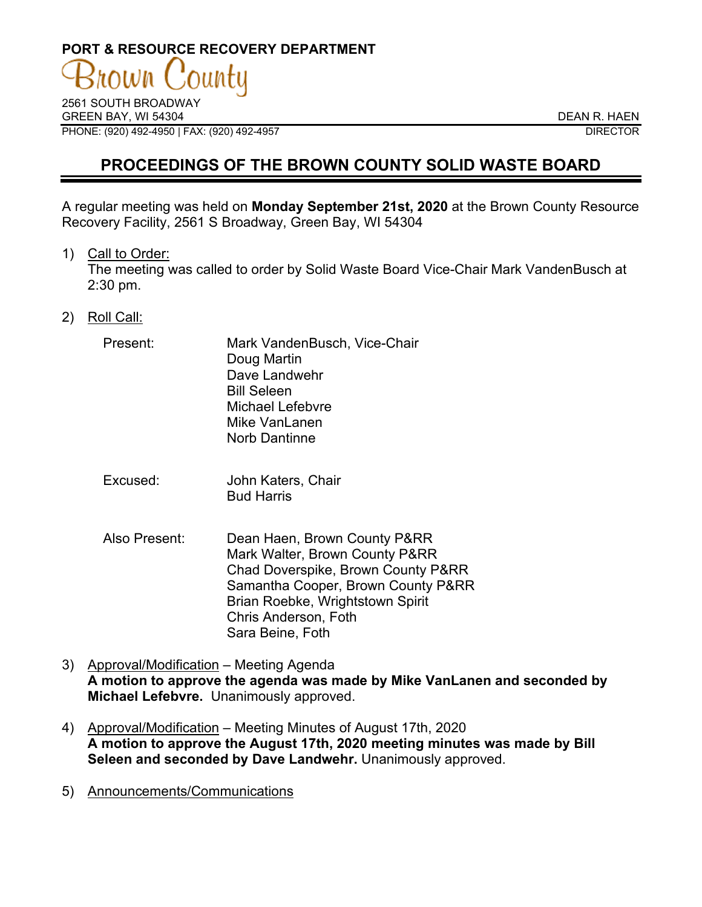PORT & RESOURCE RECOVERY DEPARTMENT

Brown County

2561 SOUTH BROADWAY
GREEN BAY, WI 54304
PHONE: (920) 492-4950 | FAX: (920) 492-4957

DEAN R. HAEN
DIRECTOR

# PROCEEDINGS OF THE BROWN COUNTY SOLID WASTE BOARD

A regular meeting was held on **Monday September 21st, 2020** at the Brown County Resource Recovery Facility, 2561 S Broadway, Green Bay, WI 54304

1) Call to Order:
   The meeting was called to order by Solid Waste Board Vice-Chair Mark VandenBusch at 2:30 pm.

2) Roll Call:

   Present:
   - Mark VandenBusch, Vice-Chair
   - Doug Martin
   - Dave Landwehr
   - Bill Seleen
   - Michael Lefebvre
   - Mike VanLanen
   - Norb Dantinne

   Excused:
   - John Katers, Chair
   - Bud Harris

   Also Present:
   - Dean Haen, Brown County P&RR
   - Mark Walter, Brown County P&RR
   - Chad Doverspike, Brown County P&RR
   - Samantha Cooper, Brown County P&RR
   - Brian Roebke, Wrightstown Spirit
   - Chris Anderson, Foth
   - Sara Beine, Foth

3) Approval/Modification – Meeting Agenda
   **A motion to approve the agenda was made by Mike VanLanen and seconded by Michael Lefebvre.** Unanimously approved.

4) Approval/Modification – Meeting Minutes of August 17th, 2020
   **A motion to approve the August 17th, 2020 meeting minutes was made by Bill Seleen and seconded by Dave Landwehr.** Unanimously approved.

5) Announcements/Communications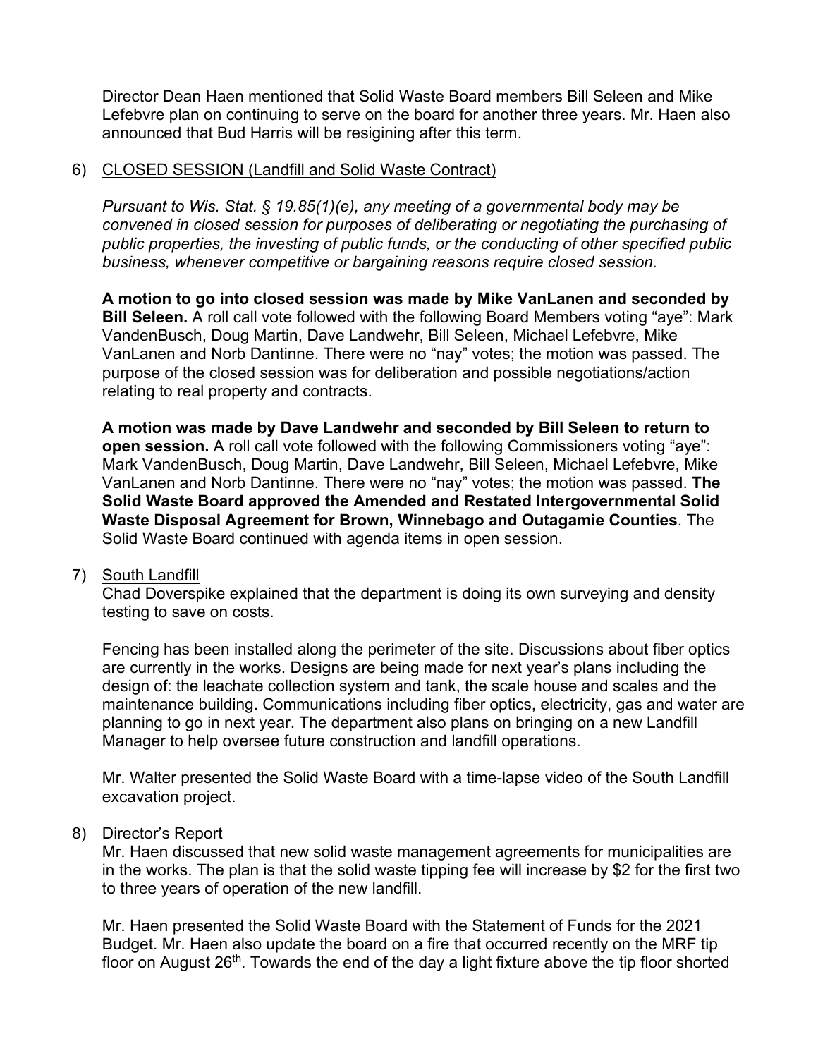Director Dean Haen mentioned that Solid Waste Board members Bill Seleen and Mike Lefebvre plan on continuing to serve on the board for another three years. Mr. Haen also announced that Bud Harris will be resigining after this term.

6) <u>CLOSED SESSION (Landfill and Solid Waste Contract)</u>

   *Pursuant to Wis. Stat. § 19.85(1)(e), any meeting of a governmental body may be convened in closed session for purposes of deliberating or negotiating the purchasing of public properties, the investing of public funds, or the conducting of other specified public business, whenever competitive or bargaining reasons require closed session.*

   **A motion to go into closed session was made by Mike VanLanen and seconded by Bill Seleen.** A roll call vote followed with the following Board Members voting "aye": Mark VandenBusch, Doug Martin, Dave Landwehr, Bill Seleen, Michael Lefebvre, Mike VanLanen and Norb Dantinne. There were no "nay" votes; the motion was passed. The purpose of the closed session was for deliberation and possible negotiations/action relating to real property and contracts.

   **A motion was made by Dave Landwehr and seconded by Bill Seleen to return to open session.** A roll call vote followed with the following Commissioners voting "aye": Mark VandenBusch, Doug Martin, Dave Landwehr, Bill Seleen, Michael Lefebvre, Mike VanLanen and Norb Dantinne. There were no "nay" votes; the motion was passed. **The Solid Waste Board approved the Amended and Restated Intergovernmental Solid Waste Disposal Agreement for Brown, Winnebago and Outagamie Counties**. The Solid Waste Board continued with agenda items in open session.

7) <u>South Landfill</u>
   Chad Doverspike explained that the department is doing its own surveying and density testing to save on costs.

   Fencing has been installed along the perimeter of the site. Discussions about fiber optics are currently in the works. Designs are being made for next year's plans including the design of: the leachate collection system and tank, the scale house and scales and the maintenance building. Communications including fiber optics, electricity, gas and water are planning to go in next year. The department also plans on bringing on a new Landfill Manager to help oversee future construction and landfill operations.

   Mr. Walter presented the Solid Waste Board with a time-lapse video of the South Landfill excavation project.

8) <u>Director's Report</u>
   Mr. Haen discussed that new solid waste management agreements for municipalities are in the works. The plan is that the solid waste tipping fee will increase by $2 for the first two to three years of operation of the new landfill.

   Mr. Haen presented the Solid Waste Board with the Statement of Funds for the 2021 Budget. Mr. Haen also update the board on a fire that occurred recently on the MRF tip floor on August 26th. Towards the end of the day a light fixture above the tip floor shorted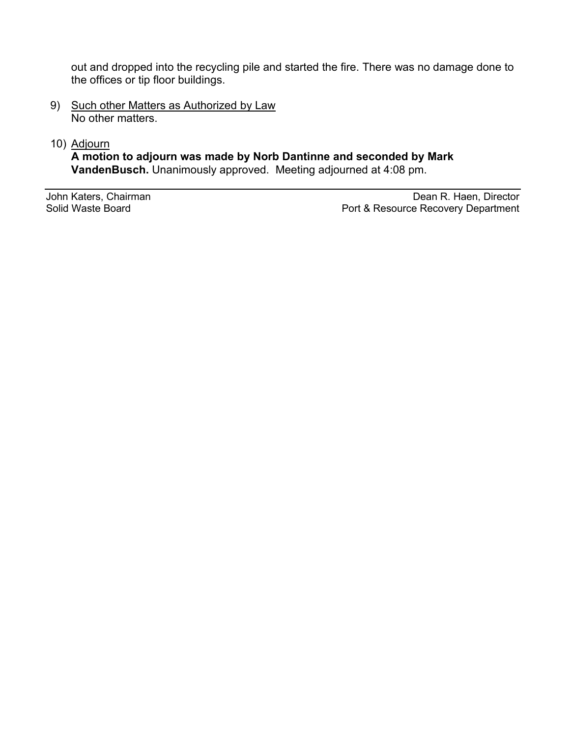out and dropped into the recycling pile and started the fire. There was no damage done to the offices or tip floor buildings.

9) Such other Matters as Authorized by Law
   No other matters.

10) Adjourn
   **A motion to adjourn was made by Norb Dantinne and seconded by Mark VandenBusch.** Unanimously approved. Meeting adjourned at 4:08 pm.

---

John Katers, Chairman
Solid Waste Board

Dean R. Haen, Director
Port & Resource Recovery Department